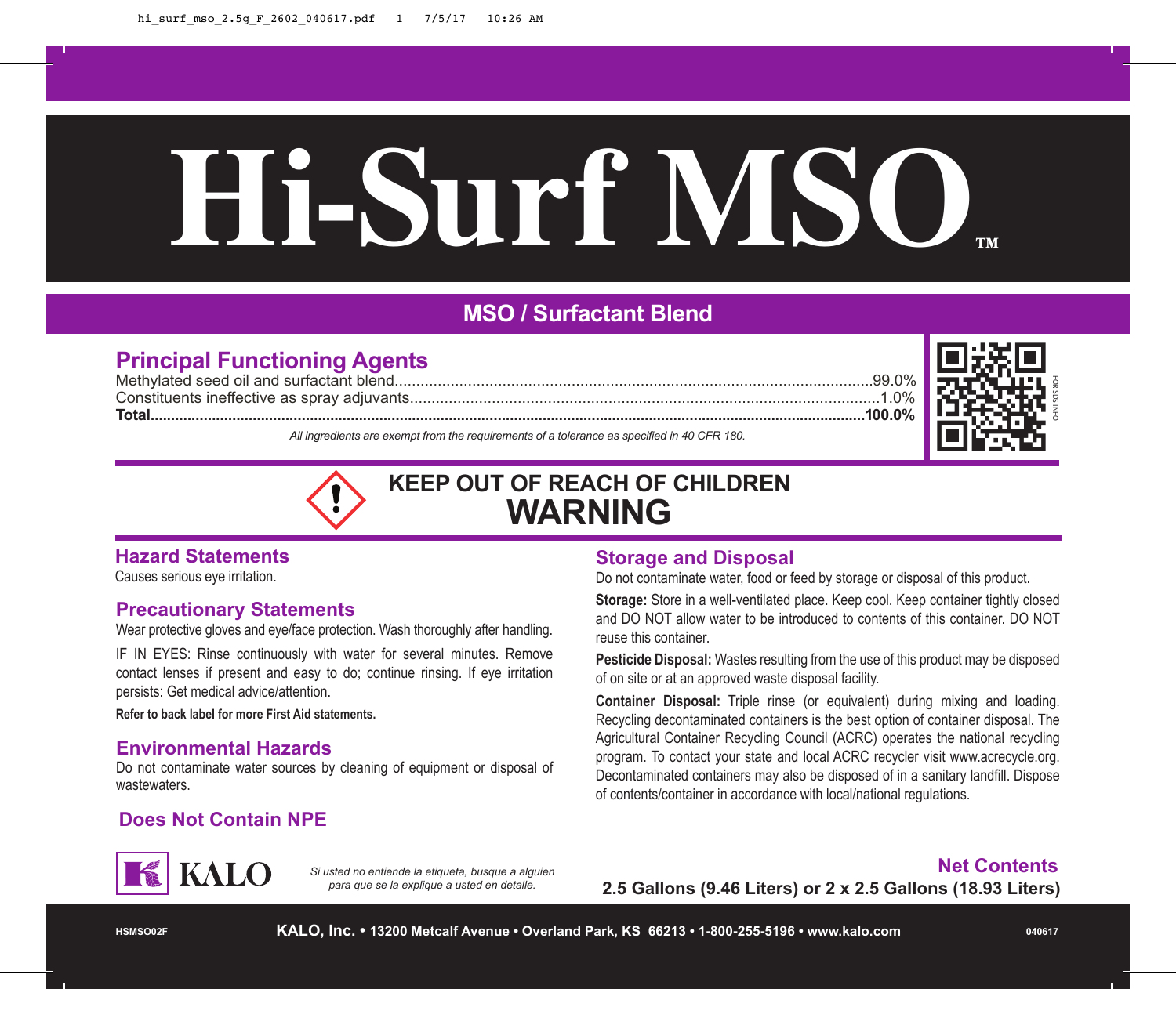# Hi-Surf MSO™

## MSO / Surfactant Blend

### Principal Functioning Agents

| | |
|---|---|
| Methylated seed oil and surfactant blend | 99.0% |
| Constituents ineffective as spray adjuvants | 1.0% |
| **Total** | **100.0%** |

*All ingredients are exempt from the requirements of a tolerance as specified in 40 CFR 180.*

FOR SDS INFO

## KEEP OUT OF REACH OF CHILDREN
## WARNING

### Hazard Statements

Causes serious eye irritation.

### Precautionary Statements

Wear protective gloves and eye/face protection. Wash thoroughly after handling.

IF IN EYES: Rinse continuously with water for several minutes. Remove contact lenses if present and easy to do; continue rinsing. If eye irritation persists: Get medical advice/attention.

**Refer to back label for more First Aid statements.**

### Environmental Hazards

Do not contaminate water sources by cleaning of equipment or disposal of wastewaters.

### Does Not Contain NPE

### Storage and Disposal

Do not contaminate water, food or feed by storage or disposal of this product.

**Storage:** Store in a well-ventilated place. Keep cool. Keep container tightly closed and DO NOT allow water to be introduced to contents of this container. DO NOT reuse this container.

**Pesticide Disposal:** Wastes resulting from the use of this product may be disposed of on site or at an approved waste disposal facility.

**Container Disposal:** Triple rinse (or equivalent) during mixing and loading. Recycling decontaminated containers is the best option of container disposal. The Agricultural Container Recycling Council (ACRC) operates the national recycling program. To contact your state and local ACRC recycler visit www.acrecycle.org. Decontaminated containers may also be disposed of in a sanitary landfill. Dispose of contents/container in accordance with local/national regulations.

KALO

*Si usted no entiende la etiqueta, busque a alguien para que se la explique a usted en detalle.*

### Net Contents

**2.5 Gallons (9.46 Liters) or 2 x 2.5 Gallons (18.93 Liters)**

HSMSO02F **KALO, Inc. • 13200 Metcalf Avenue • Overland Park, KS 66213 • 1-800-255-5196 • www.kalo.com** 040617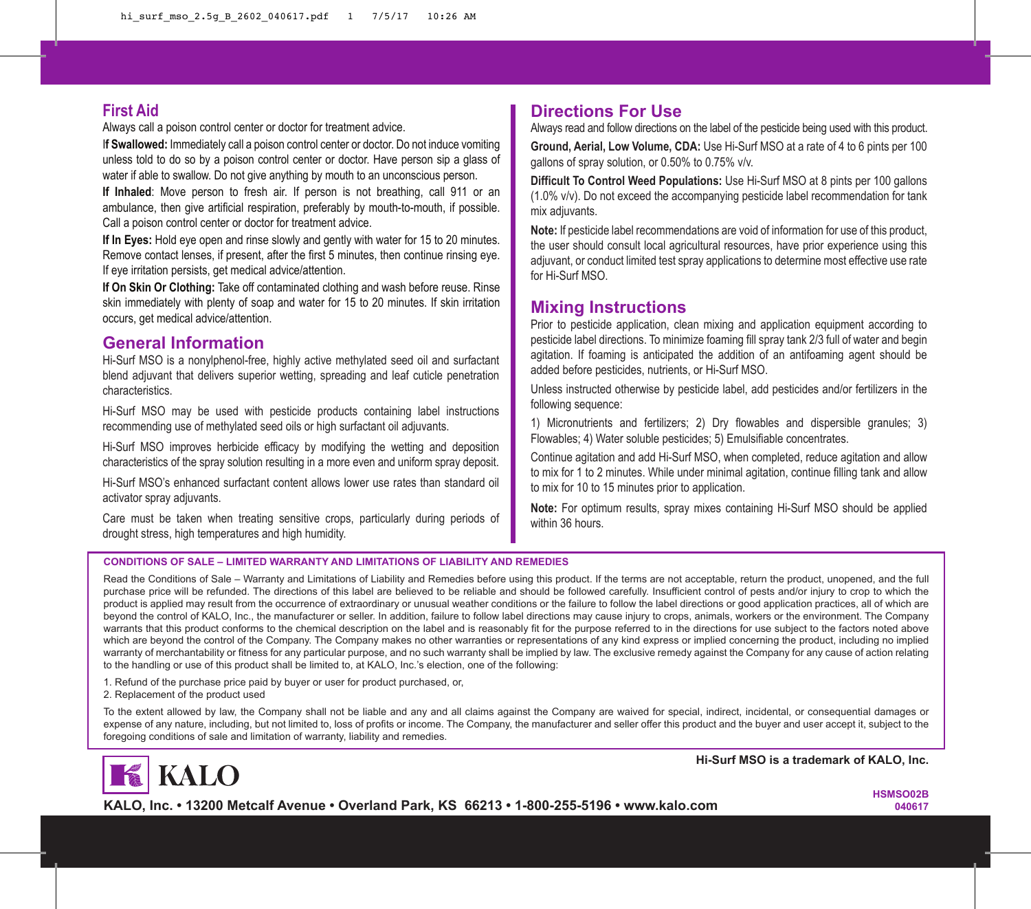## First Aid

Always call a poison control center or doctor for treatment advice.

**If Swallowed:** Immediately call a poison control center or doctor. Do not induce vomiting unless told to do so by a poison control center or doctor. Have person sip a glass of water if able to swallow. Do not give anything by mouth to an unconscious person.

**If Inhaled**: Move person to fresh air. If person is not breathing, call 911 or an ambulance, then give artificial respiration, preferably by mouth-to-mouth, if possible. Call a poison control center or doctor for treatment advice.

**If In Eyes:** Hold eye open and rinse slowly and gently with water for 15 to 20 minutes. Remove contact lenses, if present, after the first 5 minutes, then continue rinsing eye. If eye irritation persists, get medical advice/attention.

**If On Skin Or Clothing:** Take off contaminated clothing and wash before reuse. Rinse skin immediately with plenty of soap and water for 15 to 20 minutes. If skin irritation occurs, get medical advice/attention.

## General Information

Hi-Surf MSO is a nonylphenol-free, highly active methylated seed oil and surfactant blend adjuvant that delivers superior wetting, spreading and leaf cuticle penetration characteristics.

Hi-Surf MSO may be used with pesticide products containing label instructions recommending use of methylated seed oils or high surfactant oil adjuvants.

Hi-Surf MSO improves herbicide efficacy by modifying the wetting and deposition characteristics of the spray solution resulting in a more even and uniform spray deposit.

Hi-Surf MSO's enhanced surfactant content allows lower use rates than standard oil activator spray adjuvants.

Care must be taken when treating sensitive crops, particularly during periods of drought stress, high temperatures and high humidity.

## Directions For Use

Always read and follow directions on the label of the pesticide being used with this product.

**Ground, Aerial, Low Volume, CDA:** Use Hi-Surf MSO at a rate of 4 to 6 pints per 100 gallons of spray solution, or 0.50% to 0.75% v/v.

**Difficult To Control Weed Populations:** Use Hi-Surf MSO at 8 pints per 100 gallons (1.0% v/v). Do not exceed the accompanying pesticide label recommendation for tank mix adjuvants.

**Note:** If pesticide label recommendations are void of information for use of this product, the user should consult local agricultural resources, have prior experience using this adjuvant, or conduct limited test spray applications to determine most effective use rate for Hi-Surf MSO.

## Mixing Instructions

Prior to pesticide application, clean mixing and application equipment according to pesticide label directions. To minimize foaming fill spray tank 2/3 full of water and begin agitation. If foaming is anticipated the addition of an antifoaming agent should be added before pesticides, nutrients, or Hi-Surf MSO.

Unless instructed otherwise by pesticide label, add pesticides and/or fertilizers in the following sequence:

1) Micronutrients and fertilizers; 2) Dry flowables and dispersible granules; 3) Flowables; 4) Water soluble pesticides; 5) Emulsifiable concentrates.

Continue agitation and add Hi-Surf MSO, when completed, reduce agitation and allow to mix for 1 to 2 minutes. While under minimal agitation, continue filling tank and allow to mix for 10 to 15 minutes prior to application.

**Note:** For optimum results, spray mixes containing Hi-Surf MSO should be applied within 36 hours.

### CONDITIONS OF SALE – LIMITED WARRANTY AND LIMITATIONS OF LIABILITY AND REMEDIES

Read the Conditions of Sale – Warranty and Limitations of Liability and Remedies before using this product. If the terms are not acceptable, return the product, unopened, and the full purchase price will be refunded. The directions of this label are believed to be reliable and should be followed carefully. Insufficient control of pests and/or injury to crop to which the product is applied may result from the occurrence of extraordinary or unusual weather conditions or the failure to follow the label directions or good application practices, all of which are beyond the control of KALO, Inc., the manufacturer or seller. In addition, failure to follow label directions may cause injury to crops, animals, workers or the environment. The Company warrants that this product conforms to the chemical description on the label and is reasonably fit for the purpose referred to in the directions for use subject to the factors noted above which are beyond the control of the Company. The Company makes no other warranties or representations of any kind express or implied concerning the product, including no implied warranty of merchantability or fitness for any particular purpose, and no such warranty shall be implied by law. The exclusive remedy against the Company for any cause of action relating to the handling or use of this product shall be limited to, at KALO, Inc.'s election, one of the following:

1. Refund of the purchase price paid by buyer or user for product purchased, or,
2. Replacement of the product used

To the extent allowed by law, the Company shall not be liable and any and all claims against the Company are waived for special, indirect, incidental, or consequential damages or expense of any nature, including, but not limited to, loss of profits or income. The Company, the manufacturer and seller offer this product and the buyer and user accept it, subject to the foregoing conditions of sale and limitation of warranty, liability and remedies.

KALO

**Hi-Surf MSO is a trademark of KALO, Inc.**

**KALO, Inc. • 13200 Metcalf Avenue • Overland Park, KS 66213 • 1-800-255-5196 • www.kalo.com**

**HSMSO02B**
**040617**